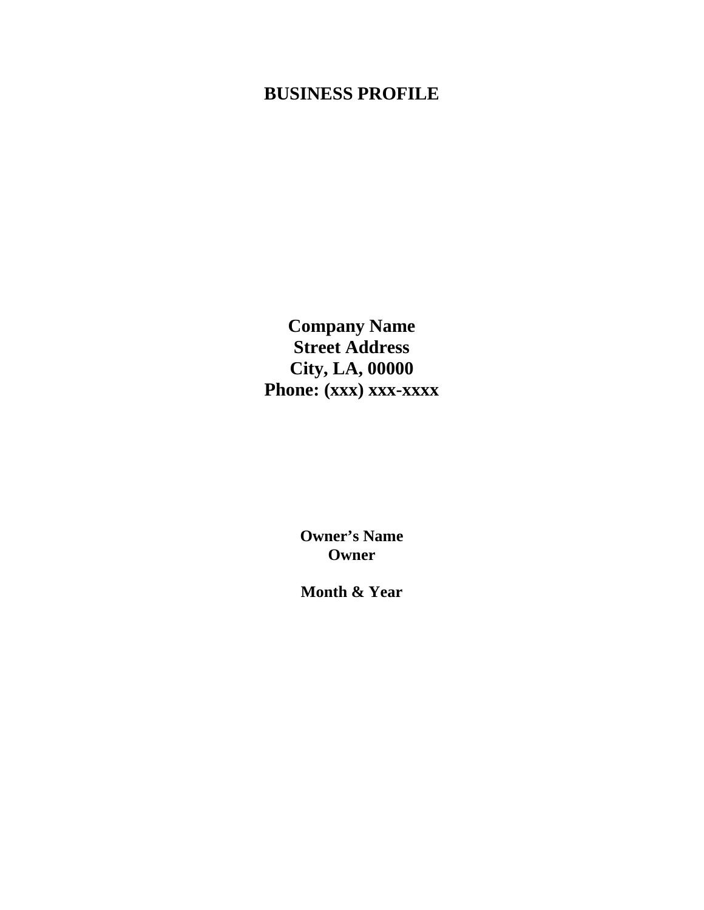# BUSINESS PROFILE

**Company Name**
**Street Address**
**City, LA, 00000**
**Phone: (xxx) xxx-xxxx**

**Owner's Name**
**Owner**

**Month & Year**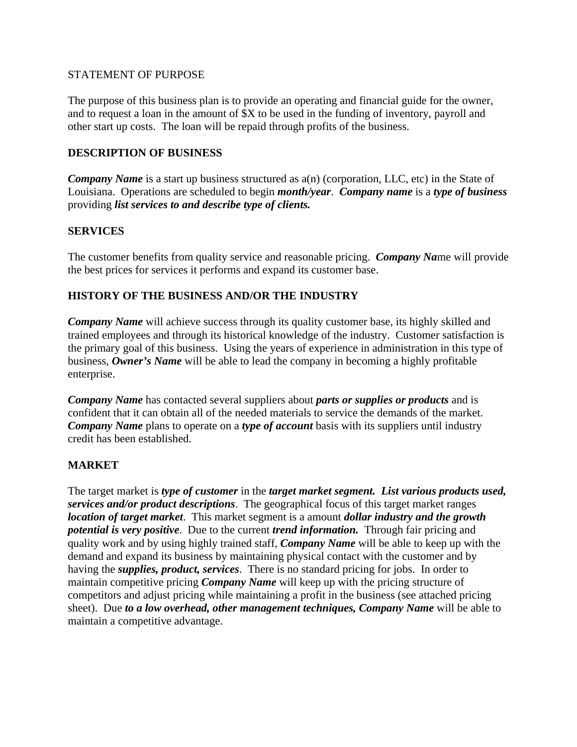STATEMENT OF PURPOSE

The purpose of this business plan is to provide an operating and financial guide for the owner, and to request a loan in the amount of $X to be used in the funding of inventory, payroll and other start up costs. The loan will be repaid through profits of the business.

**DESCRIPTION OF BUSINESS**

***Company Name*** is a start up business structured as a(n) (corporation, LLC, etc) in the State of Louisiana. Operations are scheduled to begin ***month/year***. ***Company name*** is a ***type of business*** providing ***list services to and describe type of clients.***

**SERVICES**

The customer benefits from quality service and reasonable pricing. ***Company Na***me will provide the best prices for services it performs and expand its customer base.

**HISTORY OF THE BUSINESS AND/OR THE INDUSTRY**

***Company Name*** will achieve success through its quality customer base, its highly skilled and trained employees and through its historical knowledge of the industry. Customer satisfaction is the primary goal of this business. Using the years of experience in administration in this type of business, ***Owner's Name*** will be able to lead the company in becoming a highly profitable enterprise.

***Company Name*** has contacted several suppliers about ***parts or supplies or products*** and is confident that it can obtain all of the needed materials to service the demands of the market. ***Company Name*** plans to operate on a ***type of account*** basis with its suppliers until industry credit has been established.

**MARKET**

The target market is ***type of customer*** in the ***target market segment. List various products used, services and/or product descriptions***. The geographical focus of this target market ranges ***location of target market***. This market segment is a amount ***dollar industry and the growth potential is very positive***. Due to the current ***trend information.*** Through fair pricing and quality work and by using highly trained staff, ***Company Name*** will be able to keep up with the demand and expand its business by maintaining physical contact with the customer and by having the ***supplies, product, services***. There is no standard pricing for jobs. In order to maintain competitive pricing ***Company Name*** will keep up with the pricing structure of competitors and adjust pricing while maintaining a profit in the business (see attached pricing sheet). Due ***to a low overhead, other management techniques, Company Name*** will be able to maintain a competitive advantage.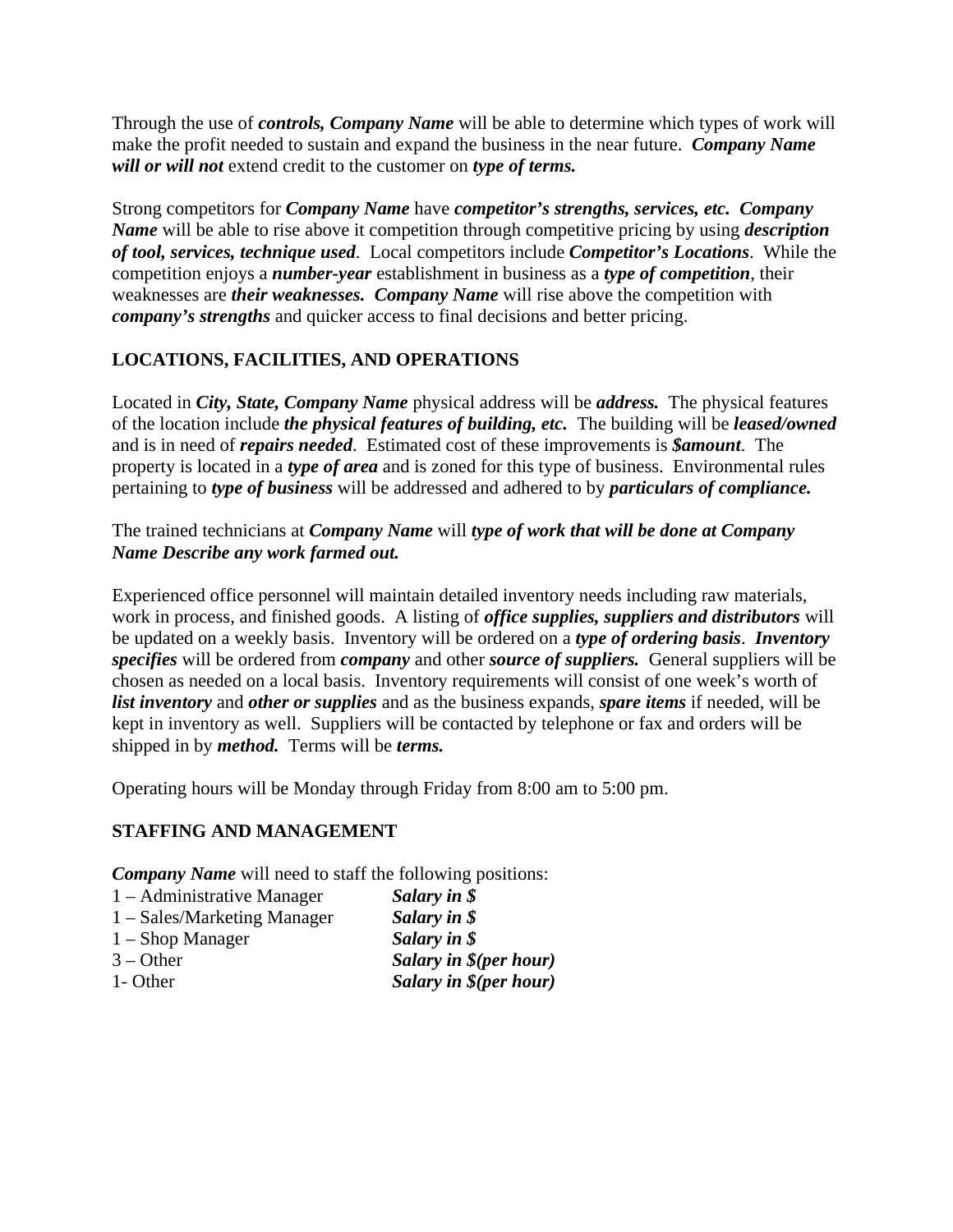Through the use of ***controls, Company Name*** will be able to determine which types of work will make the profit needed to sustain and expand the business in the near future. ***Company Name will or will not*** extend credit to the customer on ***type of terms.***

Strong competitors for ***Company Name*** have ***competitor's strengths, services, etc. Company Name*** will be able to rise above it competition through competitive pricing by using ***description of tool, services, technique used***. Local competitors include ***Competitor's Locations***. While the competition enjoys a ***number-year*** establishment in business as a ***type of competition***, their weaknesses are ***their weaknesses. Company Name*** will rise above the competition with ***company's strengths*** and quicker access to final decisions and better pricing.

## LOCATIONS, FACILITIES, AND OPERATIONS

Located in ***City, State, Company Name*** physical address will be ***address.*** The physical features of the location include ***the physical features of building, etc.*** The building will be ***leased/owned*** and is in need of ***repairs needed***. Estimated cost of these improvements is ***$amount***. The property is located in a ***type of area*** and is zoned for this type of business. Environmental rules pertaining to ***type of business*** will be addressed and adhered to by ***particulars of compliance.***

The trained technicians at ***Company Name*** will ***type of work that will be done at Company Name Describe any work farmed out.***

Experienced office personnel will maintain detailed inventory needs including raw materials, work in process, and finished goods. A listing of ***office supplies, suppliers and distributors*** will be updated on a weekly basis. Inventory will be ordered on a ***type of ordering basis***. ***Inventory specifies*** will be ordered from ***company*** and other ***source of suppliers.*** General suppliers will be chosen as needed on a local basis. Inventory requirements will consist of one week's worth of ***list inventory*** and ***other or supplies*** and as the business expands, ***spare items*** if needed, will be kept in inventory as well. Suppliers will be contacted by telephone or fax and orders will be shipped in by ***method.*** Terms will be ***terms.***

Operating hours will be Monday through Friday from 8:00 am to 5:00 pm.

## STAFFING AND MANAGEMENT

***Company Name*** will need to staff the following positions:

| | |
|---|---|
| 1 – Administrative Manager | ***Salary in $*** |
| 1 – Sales/Marketing Manager | ***Salary in $*** |
| 1 – Shop Manager | ***Salary in $*** |
| 3 – Other | ***Salary in $(per hour)*** |
| 1- Other | ***Salary in $(per hour)*** |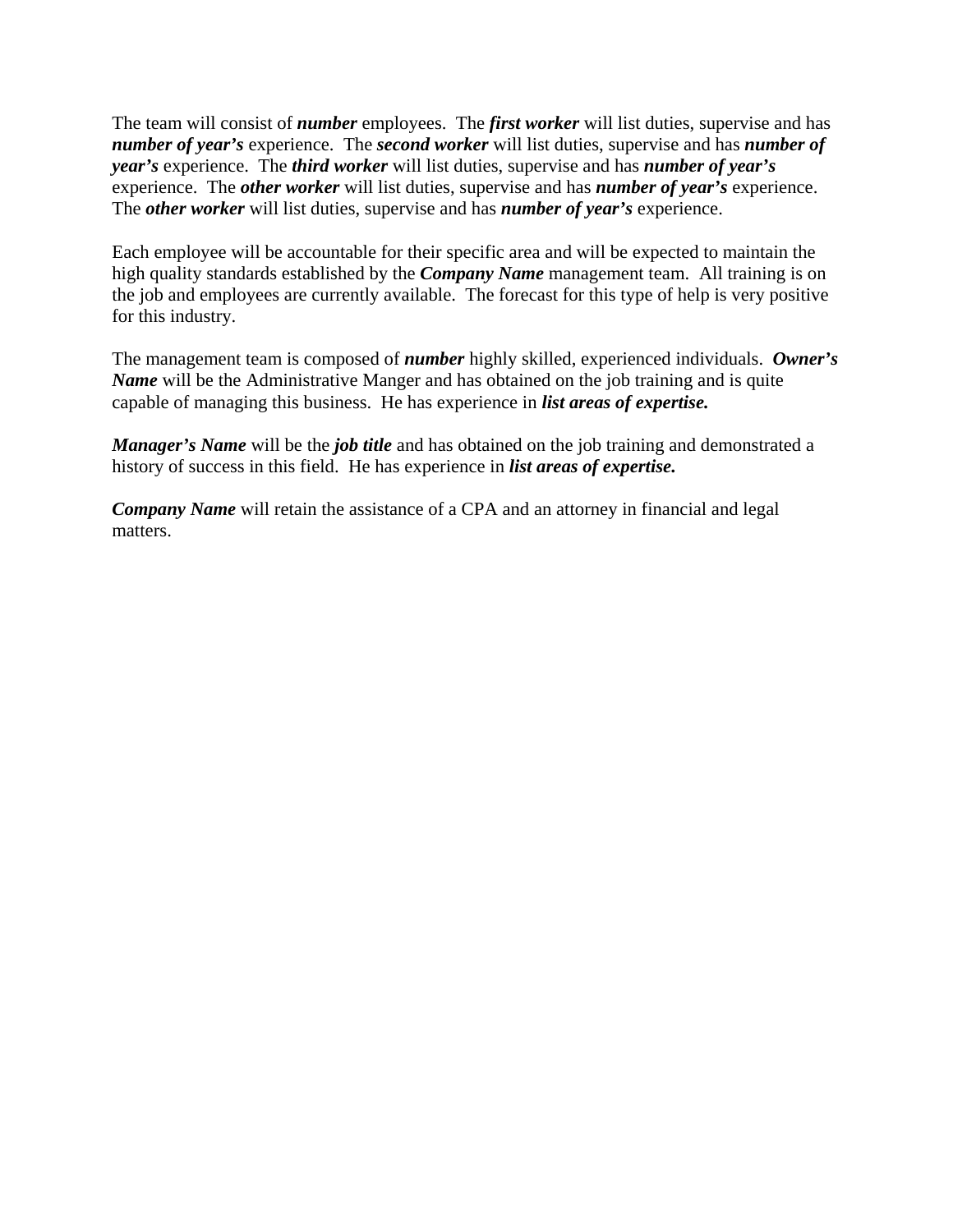The team will consist of ***number*** employees.  The ***first worker*** will list duties, supervise and has ***number of year's*** experience.  The ***second worker*** will list duties, supervise and has ***number of year's*** experience.  The ***third worker*** will list duties, supervise and has ***number of year's*** experience.  The ***other worker*** will list duties, supervise and has ***number of year's*** experience.  The ***other worker*** will list duties, supervise and has ***number of year's*** experience.

Each employee will be accountable for their specific area and will be expected to maintain the high quality standards established by the ***Company Name*** management team.  All training is on the job and employees are currently available.  The forecast for this type of help is very positive for this industry.

The management team is composed of ***number*** highly skilled, experienced individuals.  ***Owner's Name*** will be the Administrative Manger and has obtained on the job training and is quite capable of managing this business.  He has experience in ***list areas of expertise.***

***Manager's Name*** will be the ***job title*** and has obtained on the job training and demonstrated a history of success in this field.  He has experience in ***list areas of expertise.***

***Company Name*** will retain the assistance of a CPA and an attorney in financial and legal matters.